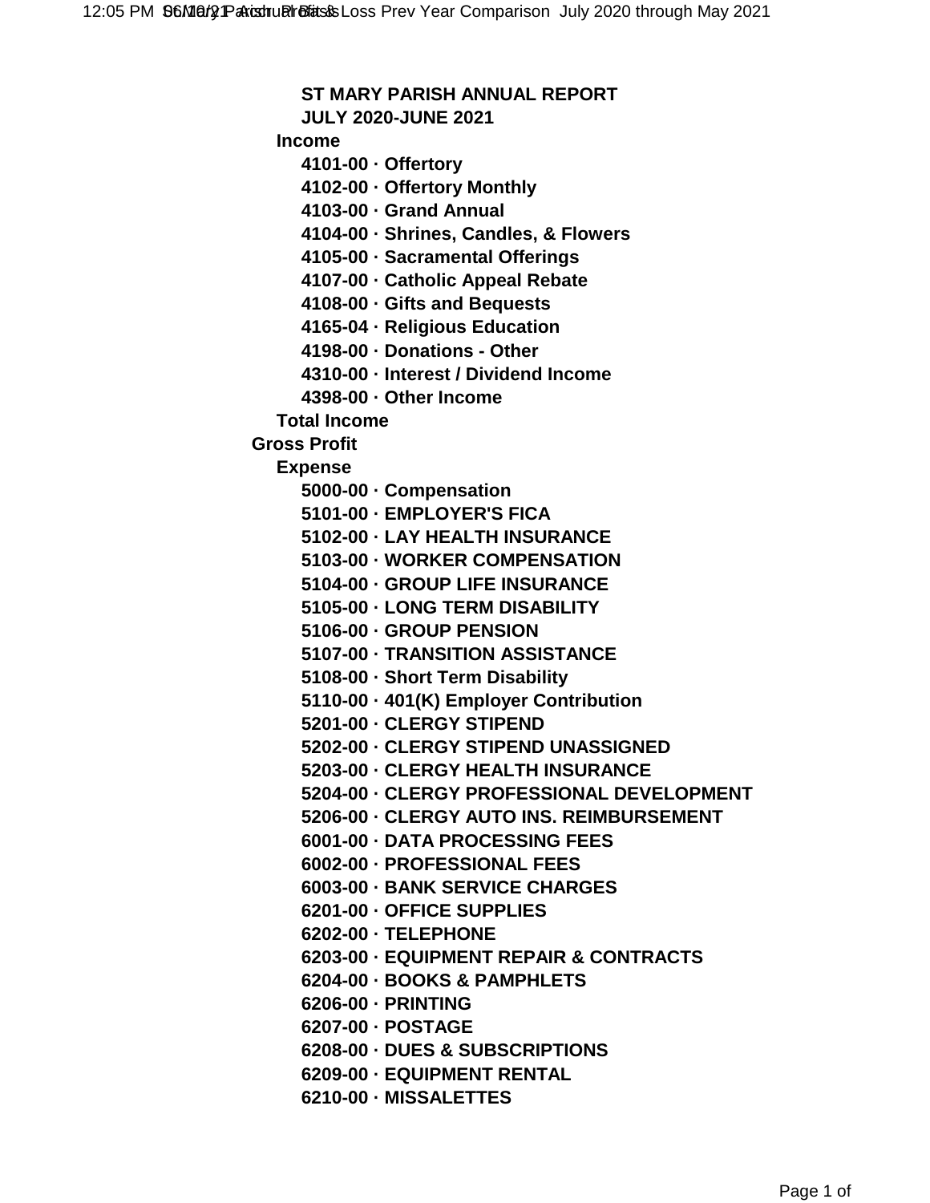**ST MARY PARISH ANNUAL REPORT**

**JULY 2020-JUNE 2021**

**Income**

- **4101-00 · Offertory**
- **4102-00 · Offertory Monthly**
- **4103-00 · Grand Annual**
- **4104-00 · Shrines, Candles, & Flowers**
- **4105-00 · Sacramental Offerings**
- **4107-00 · Catholic Appeal Rebate**
- **4108-00 · Gifts and Bequests**
- **4165-04 · Religious Education**
- **4198-00 · Donations - Other**
- **4310-00 · Interest / Dividend Income**
- **4398-00 · Other Income**

**Total Income**

**Gross Profit**

**Expense**

- **5000-00 · Compensation**
- **5101-00 · EMPLOYER'S FICA**
- **5102-00 · LAY HEALTH INSURANCE**
- **5103-00 · WORKER COMPENSATION**
- **5104-00 · GROUP LIFE INSURANCE**
- **5105-00 · LONG TERM DISABILITY**
- **5106-00 · GROUP PENSION**
- **5107-00 · TRANSITION ASSISTANCE**
- **5108-00 · Short Term Disability**
- **5110-00 · 401(K) Employer Contribution**
- **5201-00 · CLERGY STIPEND**
- **5202-00 · CLERGY STIPEND UNASSIGNED**
- **5203-00 · CLERGY HEALTH INSURANCE**
- **5204-00 · CLERGY PROFESSIONAL DEVELOPMENT**
- **5206-00 · CLERGY AUTO INS. REIMBURSEMENT**
- **6001-00 · DATA PROCESSING FEES**
- **6002-00 · PROFESSIONAL FEES**
- **6003-00 · BANK SERVICE CHARGES**
- **6201-00 · OFFICE SUPPLIES**
- **6202-00 · TELEPHONE**
- **6203-00 · EQUIPMENT REPAIR & CONTRACTS**
- **6204-00 · BOOKS & PAMPHLETS**
- **6206-00 · PRINTING**
- **6207-00 · POSTAGE**
- **6208-00 · DUES & SUBSCRIPTIONS**
- **6209-00 · EQUIPMENT RENTAL**
- **6210-00 · MISSALETTES**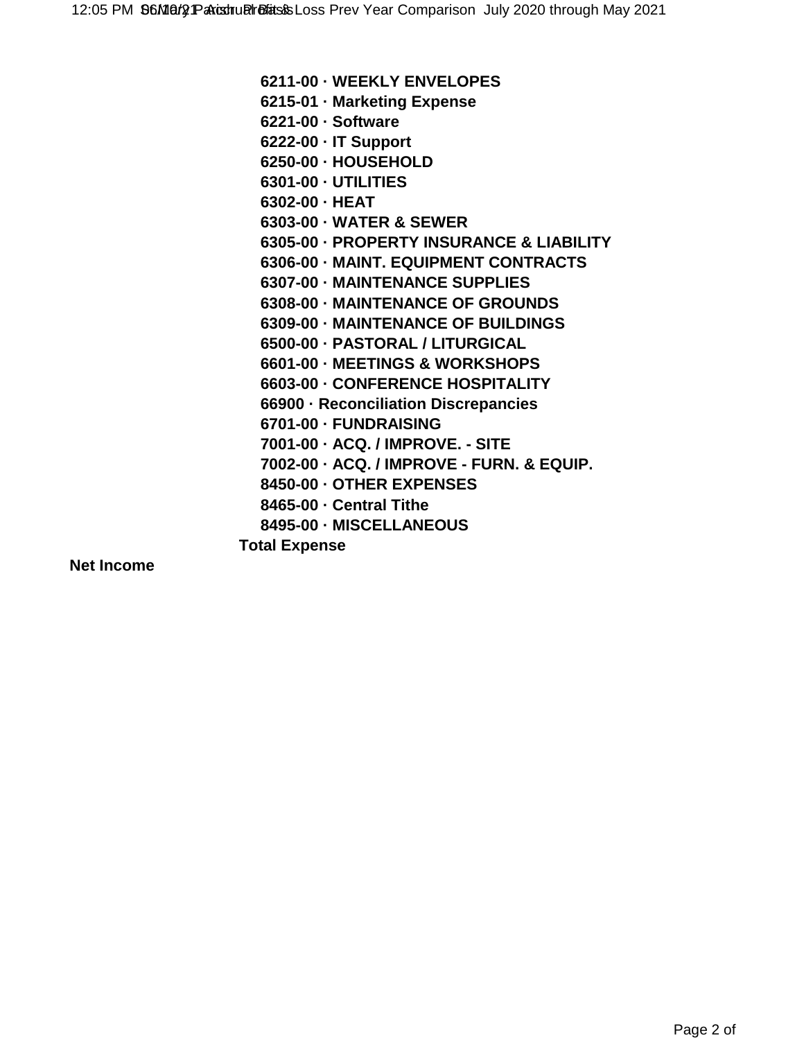- 6211-00 · WEEKLY ENVELOPES
- 6215-01 · Marketing Expense
- 6221-00 · Software
- 6222-00 · IT Support
- 6250-00 · HOUSEHOLD
- 6301-00 · UTILITIES
- 6302-00 · HEAT
- 6303-00 · WATER & SEWER
- 6305-00 · PROPERTY INSURANCE & LIABILITY
- 6306-00 · MAINT. EQUIPMENT CONTRACTS
- 6307-00 · MAINTENANCE SUPPLIES
- 6308-00 · MAINTENANCE OF GROUNDS
- 6309-00 · MAINTENANCE OF BUILDINGS
- 6500-00 · PASTORAL / LITURGICAL
- 6601-00 · MEETINGS & WORKSHOPS
- 6603-00 · CONFERENCE HOSPITALITY
- 66900 · Reconciliation Discrepancies
- 6701-00 · FUNDRAISING
- 7001-00 · ACQ. / IMPROVE. - SITE
- 7002-00 · ACQ. / IMPROVE - FURN. & EQUIP.
- 8450-00 · OTHER EXPENSES
- 8465-00 · Central Tithe
- 8495-00 · MISCELLANEOUS

**Total Expense**

**Net Income**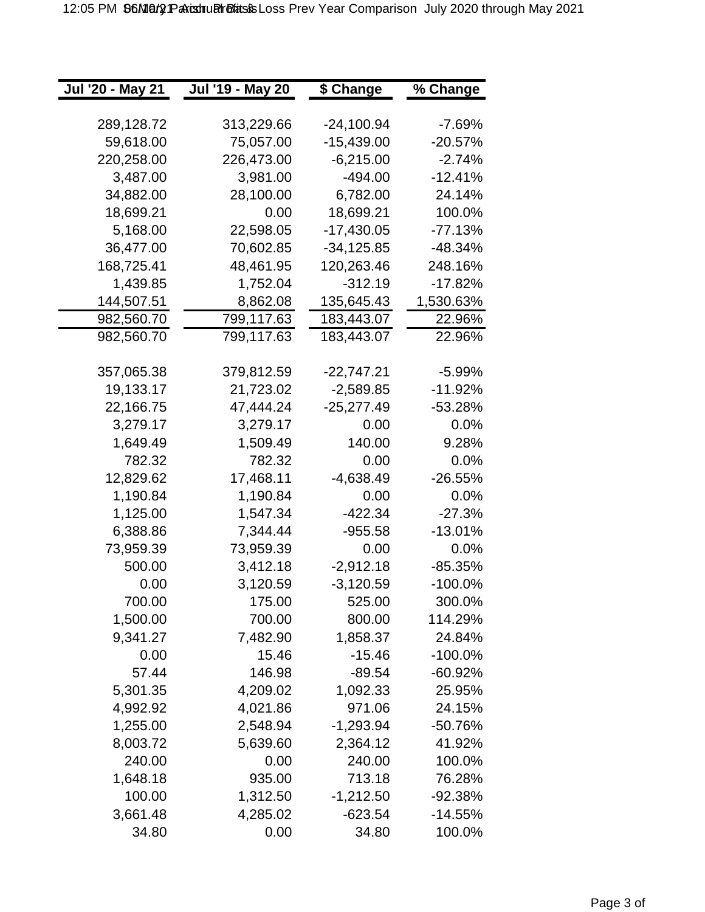| Jul '20 - May 21 | Jul '19 - May 20 | $ Change | % Change |
|---|---|---|---|
| | | | |
| 289,128.72 | 313,229.66 | -24,100.94 | -7.69% |
| 59,618.00 | 75,057.00 | -15,439.00 | -20.57% |
| 220,258.00 | 226,473.00 | -6,215.00 | -2.74% |
| 3,487.00 | 3,981.00 | -494.00 | -12.41% |
| 34,882.00 | 28,100.00 | 6,782.00 | 24.14% |
| 18,699.21 | 0.00 | 18,699.21 | 100.0% |
| 5,168.00 | 22,598.05 | -17,430.05 | -77.13% |
| 36,477.00 | 70,602.85 | -34,125.85 | -48.34% |
| 168,725.41 | 48,461.95 | 120,263.46 | 248.16% |
| 1,439.85 | 1,752.04 | -312.19 | -17.82% |
| 144,507.51 | 8,862.08 | 135,645.43 | 1,530.63% |
| 982,560.70 | 799,117.63 | 183,443.07 | 22.96% |
| 982,560.70 | 799,117.63 | 183,443.07 | 22.96% |
| | | | |
| 357,065.38 | 379,812.59 | -22,747.21 | -5.99% |
| 19,133.17 | 21,723.02 | -2,589.85 | -11.92% |
| 22,166.75 | 47,444.24 | -25,277.49 | -53.28% |
| 3,279.17 | 3,279.17 | 0.00 | 0.0% |
| 1,649.49 | 1,509.49 | 140.00 | 9.28% |
| 782.32 | 782.32 | 0.00 | 0.0% |
| 12,829.62 | 17,468.11 | -4,638.49 | -26.55% |
| 1,190.84 | 1,190.84 | 0.00 | 0.0% |
| 1,125.00 | 1,547.34 | -422.34 | -27.3% |
| 6,388.86 | 7,344.44 | -955.58 | -13.01% |
| 73,959.39 | 73,959.39 | 0.00 | 0.0% |
| 500.00 | 3,412.18 | -2,912.18 | -85.35% |
| 0.00 | 3,120.59 | -3,120.59 | -100.0% |
| 700.00 | 175.00 | 525.00 | 300.0% |
| 1,500.00 | 700.00 | 800.00 | 114.29% |
| 9,341.27 | 7,482.90 | 1,858.37 | 24.84% |
| 0.00 | 15.46 | -15.46 | -100.0% |
| 57.44 | 146.98 | -89.54 | -60.92% |
| 5,301.35 | 4,209.02 | 1,092.33 | 25.95% |
| 4,992.92 | 4,021.86 | 971.06 | 24.15% |
| 1,255.00 | 2,548.94 | -1,293.94 | -50.76% |
| 8,003.72 | 5,639.60 | 2,364.12 | 41.92% |
| 240.00 | 0.00 | 240.00 | 100.0% |
| 1,648.18 | 935.00 | 713.18 | 76.28% |
| 100.00 | 1,312.50 | -1,212.50 | -92.38% |
| 3,661.48 | 4,285.02 | -623.54 | -14.55% |
| 34.80 | 0.00 | 34.80 | 100.0% |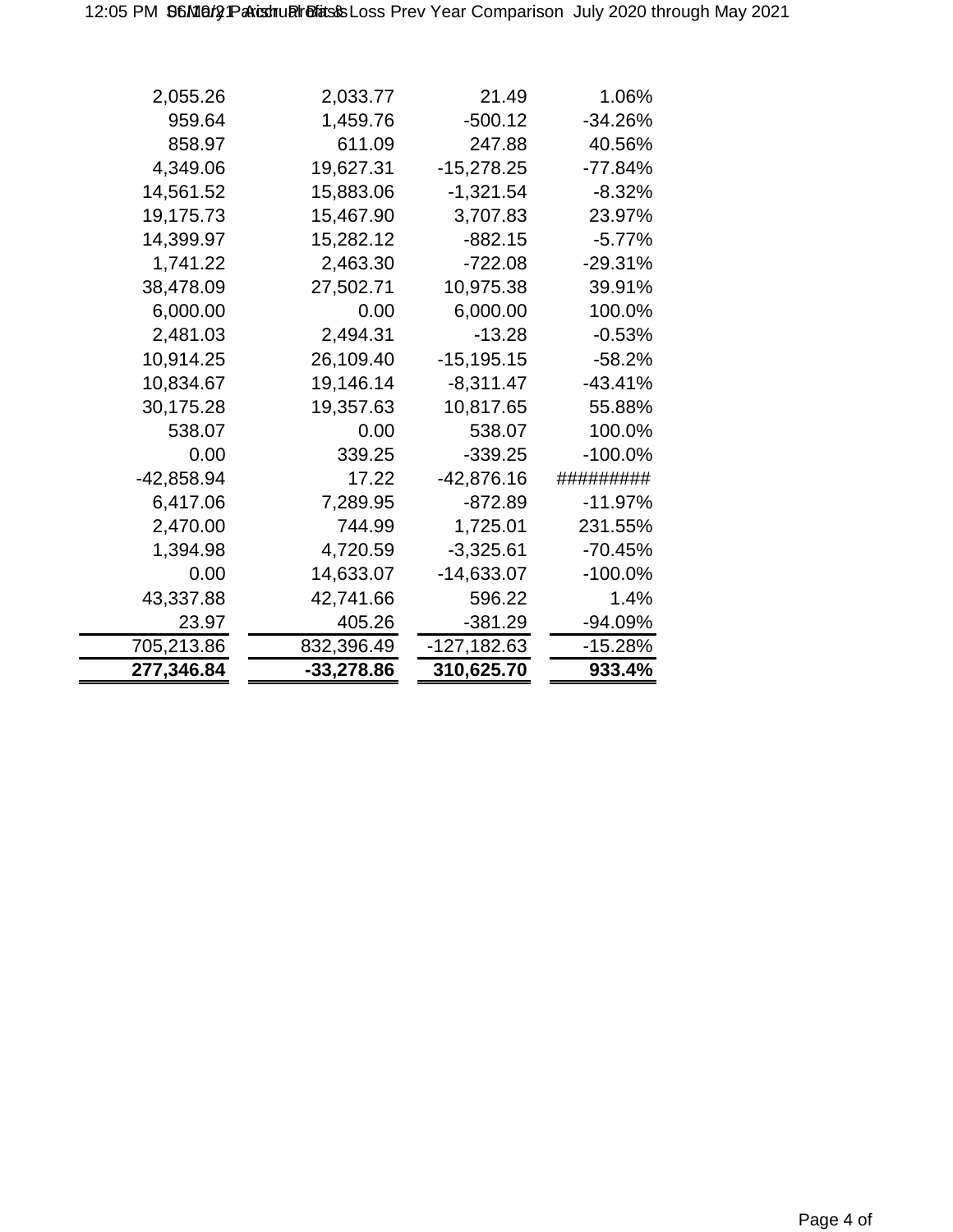| | | | |
|---|---|---|---|
| 2,055.26 | 2,033.77 | 21.49 | 1.06% |
| 959.64 | 1,459.76 | -500.12 | -34.26% |
| 858.97 | 611.09 | 247.88 | 40.56% |
| 4,349.06 | 19,627.31 | -15,278.25 | -77.84% |
| 14,561.52 | 15,883.06 | -1,321.54 | -8.32% |
| 19,175.73 | 15,467.90 | 3,707.83 | 23.97% |
| 14,399.97 | 15,282.12 | -882.15 | -5.77% |
| 1,741.22 | 2,463.30 | -722.08 | -29.31% |
| 38,478.09 | 27,502.71 | 10,975.38 | 39.91% |
| 6,000.00 | 0.00 | 6,000.00 | 100.0% |
| 2,481.03 | 2,494.31 | -13.28 | -0.53% |
| 10,914.25 | 26,109.40 | -15,195.15 | -58.2% |
| 10,834.67 | 19,146.14 | -8,311.47 | -43.41% |
| 30,175.28 | 19,357.63 | 10,817.65 | 55.88% |
| 538.07 | 0.00 | 538.07 | 100.0% |
| 0.00 | 339.25 | -339.25 | -100.0% |
| -42,858.94 | 17.22 | -42,876.16 | ######### |
| 6,417.06 | 7,289.95 | -872.89 | -11.97% |
| 2,470.00 | 744.99 | 1,725.01 | 231.55% |
| 1,394.98 | 4,720.59 | -3,325.61 | -70.45% |
| 0.00 | 14,633.07 | -14,633.07 | -100.0% |
| 43,337.88 | 42,741.66 | 596.22 | 1.4% |
| 23.97 | 405.26 | -381.29 | -94.09% |
| 705,213.86 | 832,396.49 | -127,182.63 | -15.28% |
| **277,346.84** | **-33,278.86** | **310,625.70** | **933.4%** |